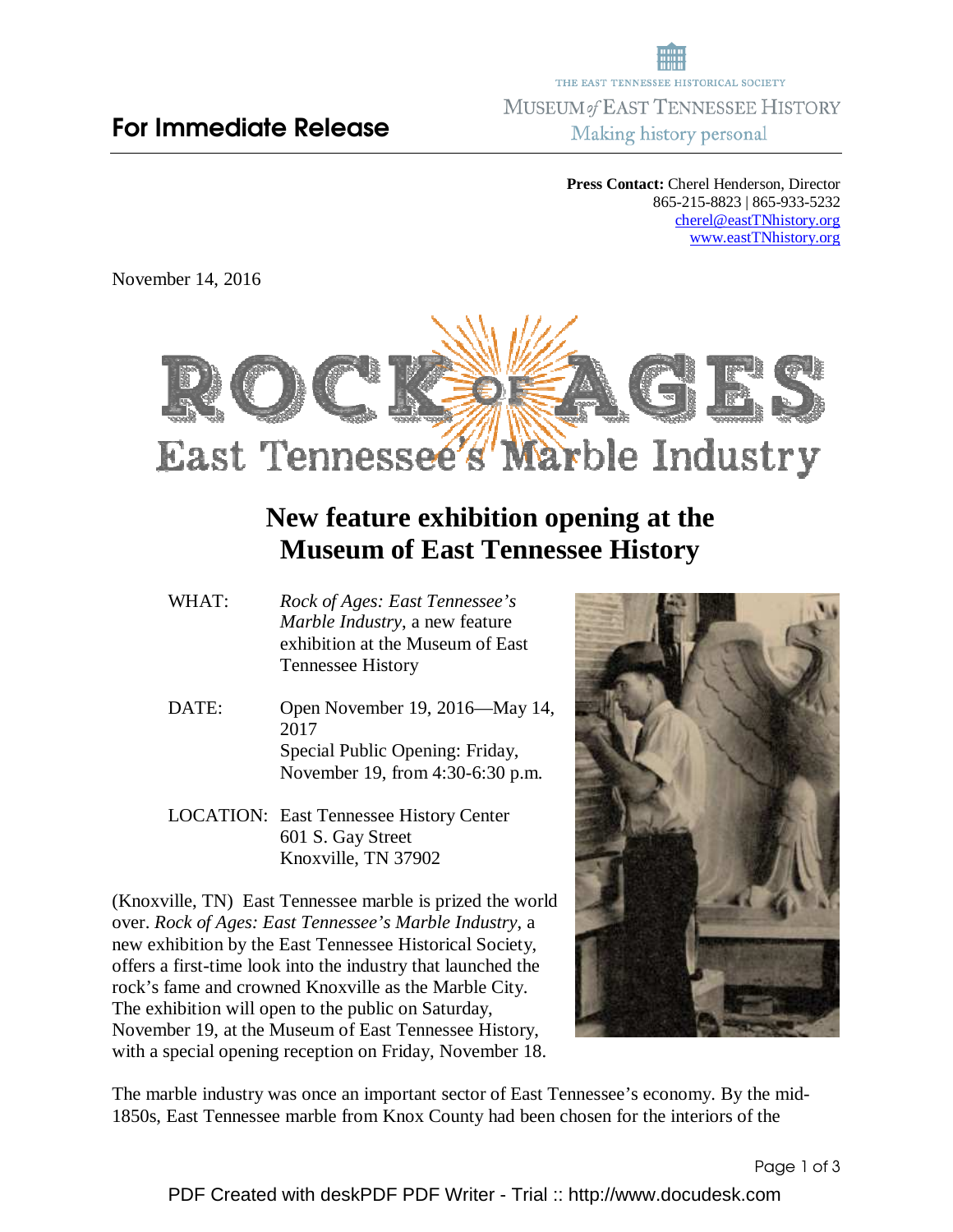THE EAST TENNESSEE HISTORICAL SOCIETY
MUSEUM *of* EAST TENNESSEE HISTORY
Making history personal

**For Immediate Release**

**Press Contact:** Cherel Henderson, Director
865-215-8823 | 865-933-5232
cherel@eastTNhistory.org
www.eastTNhistory.org

November 14, 2016

# ROCK OF AGES
## East Tennessee's Marble Industry

## New feature exhibition opening at the Museum of East Tennessee History

WHAT: *Rock of Ages: East Tennessee's Marble Industry*, a new feature exhibition at the Museum of East Tennessee History

DATE: Open November 19, 2016—May 14, 2017
Special Public Opening: Friday, November 19, from 4:30-6:30 p.m.

LOCATION: East Tennessee History Center
601 S. Gay Street
Knoxville, TN 37902

(Knoxville, TN) East Tennessee marble is prized the world over. *Rock of Ages: East Tennessee's Marble Industry*, a new exhibition by the East Tennessee Historical Society, offers a first-time look into the industry that launched the rock's fame and crowned Knoxville as the Marble City. The exhibition will open to the public on Saturday, November 19, at the Museum of East Tennessee History, with a special opening reception on Friday, November 18.

The marble industry was once an important sector of East Tennessee's economy. By the mid-1850s, East Tennessee marble from Knox County had been chosen for the interiors of the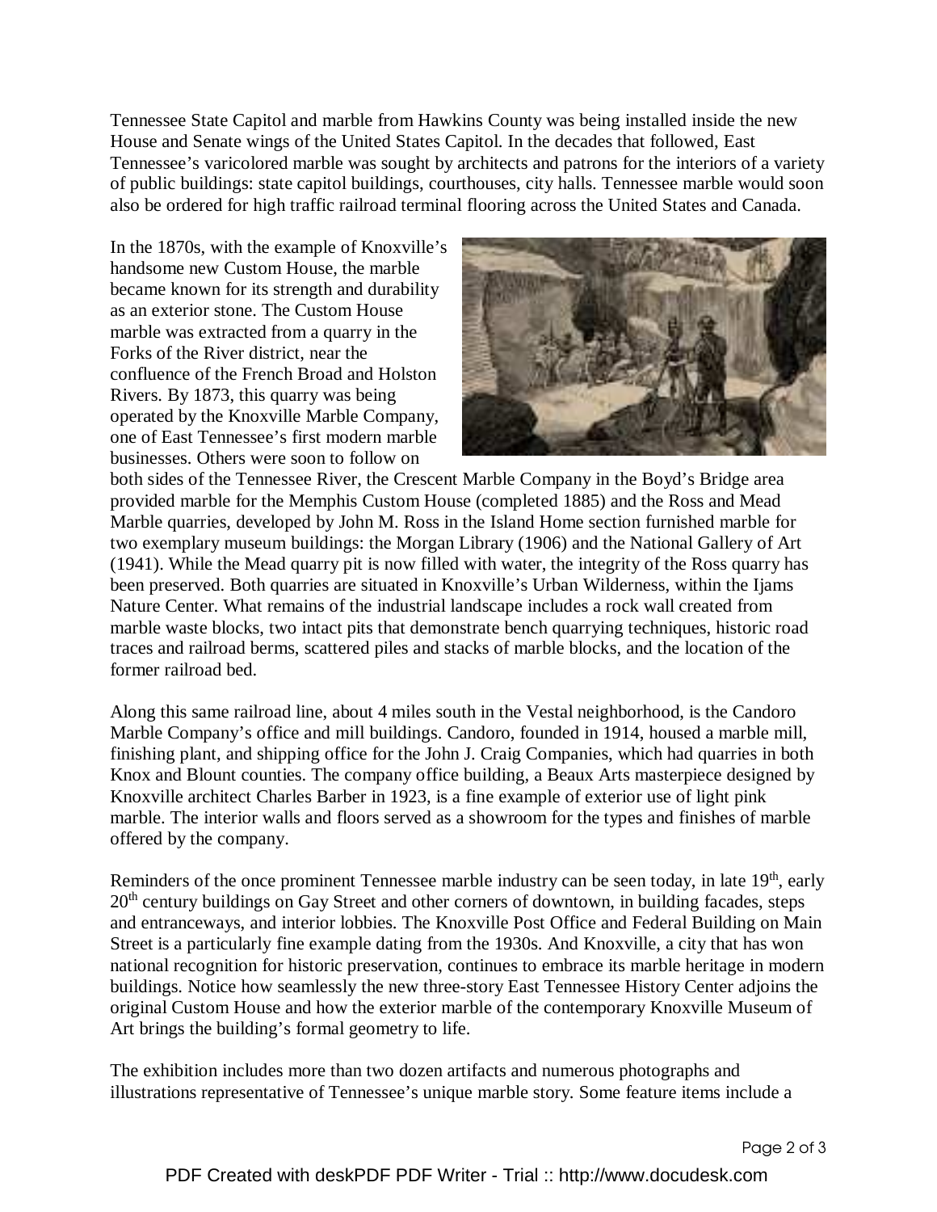Tennessee State Capitol and marble from Hawkins County was being installed inside the new House and Senate wings of the United States Capitol. In the decades that followed, East Tennessee's varicolored marble was sought by architects and patrons for the interiors of a variety of public buildings: state capitol buildings, courthouses, city halls. Tennessee marble would soon also be ordered for high traffic railroad terminal flooring across the United States and Canada.

In the 1870s, with the example of Knoxville's handsome new Custom House, the marble became known for its strength and durability as an exterior stone. The Custom House marble was extracted from a quarry in the Forks of the River district, near the confluence of the French Broad and Holston Rivers. By 1873, this quarry was being operated by the Knoxville Marble Company, one of East Tennessee's first modern marble businesses. Others were soon to follow on both sides of the Tennessee River, the Crescent Marble Company in the Boyd's Bridge area provided marble for the Memphis Custom House (completed 1885) and the Ross and Mead Marble quarries, developed by John M. Ross in the Island Home section furnished marble for two exemplary museum buildings: the Morgan Library (1906) and the National Gallery of Art (1941). While the Mead quarry pit is now filled with water, the integrity of the Ross quarry has been preserved. Both quarries are situated in Knoxville's Urban Wilderness, within the Ijams Nature Center. What remains of the industrial landscape includes a rock wall created from marble waste blocks, two intact pits that demonstrate bench quarrying techniques, historic road traces and railroad berms, scattered piles and stacks of marble blocks, and the location of the former railroad bed.

Along this same railroad line, about 4 miles south in the Vestal neighborhood, is the Candoro Marble Company's office and mill buildings. Candoro, founded in 1914, housed a marble mill, finishing plant, and shipping office for the John J. Craig Companies, which had quarries in both Knox and Blount counties. The company office building, a Beaux Arts masterpiece designed by Knoxville architect Charles Barber in 1923, is a fine example of exterior use of light pink marble. The interior walls and floors served as a showroom for the types and finishes of marble offered by the company.

Reminders of the once prominent Tennessee marble industry can be seen today, in late 19th, early 20th century buildings on Gay Street and other corners of downtown, in building facades, steps and entranceways, and interior lobbies. The Knoxville Post Office and Federal Building on Main Street is a particularly fine example dating from the 1930s. And Knoxville, a city that has won national recognition for historic preservation, continues to embrace its marble heritage in modern buildings. Notice how seamlessly the new three-story East Tennessee History Center adjoins the original Custom House and how the exterior marble of the contemporary Knoxville Museum of Art brings the building's formal geometry to life.

The exhibition includes more than two dozen artifacts and numerous photographs and illustrations representative of Tennessee's unique marble story. Some feature items include a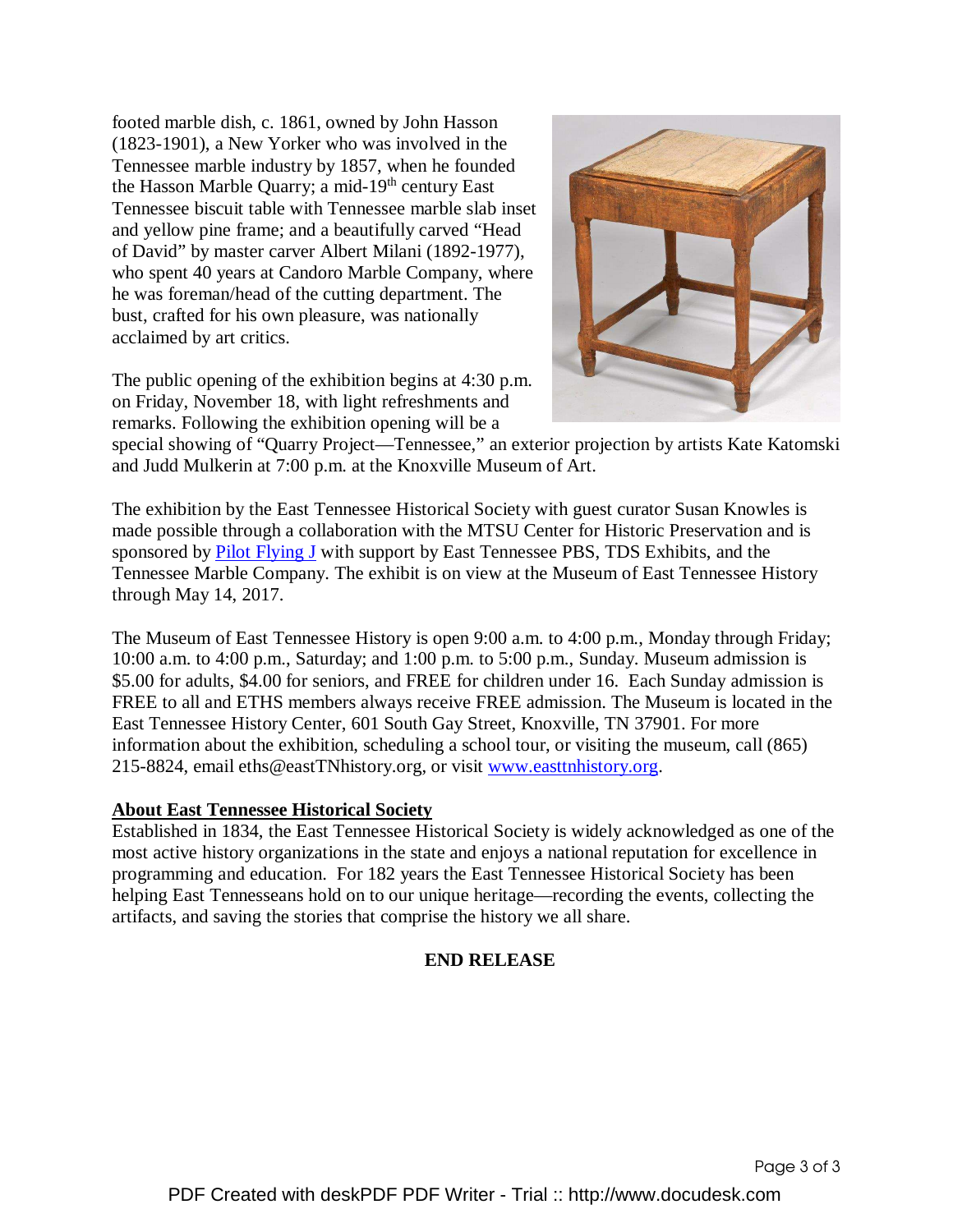footed marble dish, c. 1861, owned by John Hasson (1823-1901), a New Yorker who was involved in the Tennessee marble industry by 1857, when he founded the Hasson Marble Quarry; a mid-19th century East Tennessee biscuit table with Tennessee marble slab inset and yellow pine frame; and a beautifully carved "Head of David" by master carver Albert Milani (1892-1977), who spent 40 years at Candoro Marble Company, where he was foreman/head of the cutting department. The bust, crafted for his own pleasure, was nationally acclaimed by art critics.

The public opening of the exhibition begins at 4:30 p.m. on Friday, November 18, with light refreshments and remarks. Following the exhibition opening will be a special showing of "Quarry Project—Tennessee," an exterior projection by artists Kate Katomski and Judd Mulkerin at 7:00 p.m. at the Knoxville Museum of Art.

The exhibition by the East Tennessee Historical Society with guest curator Susan Knowles is made possible through a collaboration with the MTSU Center for Historic Preservation and is sponsored by Pilot Flying J with support by East Tennessee PBS, TDS Exhibits, and the Tennessee Marble Company. The exhibit is on view at the Museum of East Tennessee History through May 14, 2017.

The Museum of East Tennessee History is open 9:00 a.m. to 4:00 p.m., Monday through Friday; 10:00 a.m. to 4:00 p.m., Saturday; and 1:00 p.m. to 5:00 p.m., Sunday. Museum admission is $5.00 for adults, $4.00 for seniors, and FREE for children under 16. Each Sunday admission is FREE to all and ETHS members always receive FREE admission. The Museum is located in the East Tennessee History Center, 601 South Gay Street, Knoxville, TN 37901. For more information about the exhibition, scheduling a school tour, or visiting the museum, call (865) 215-8824, email eths@eastTNhistory.org, or visit www.easttnhistory.org.

**About East Tennessee Historical Society**

Established in 1834, the East Tennessee Historical Society is widely acknowledged as one of the most active history organizations in the state and enjoys a national reputation for excellence in programming and education. For 182 years the East Tennessee Historical Society has been helping East Tennesseans hold on to our unique heritage—recording the events, collecting the artifacts, and saving the stories that comprise the history we all share.

**END RELEASE**

PDF Created with deskPDF PDF Writer - Trial :: http://www.docudesk.com